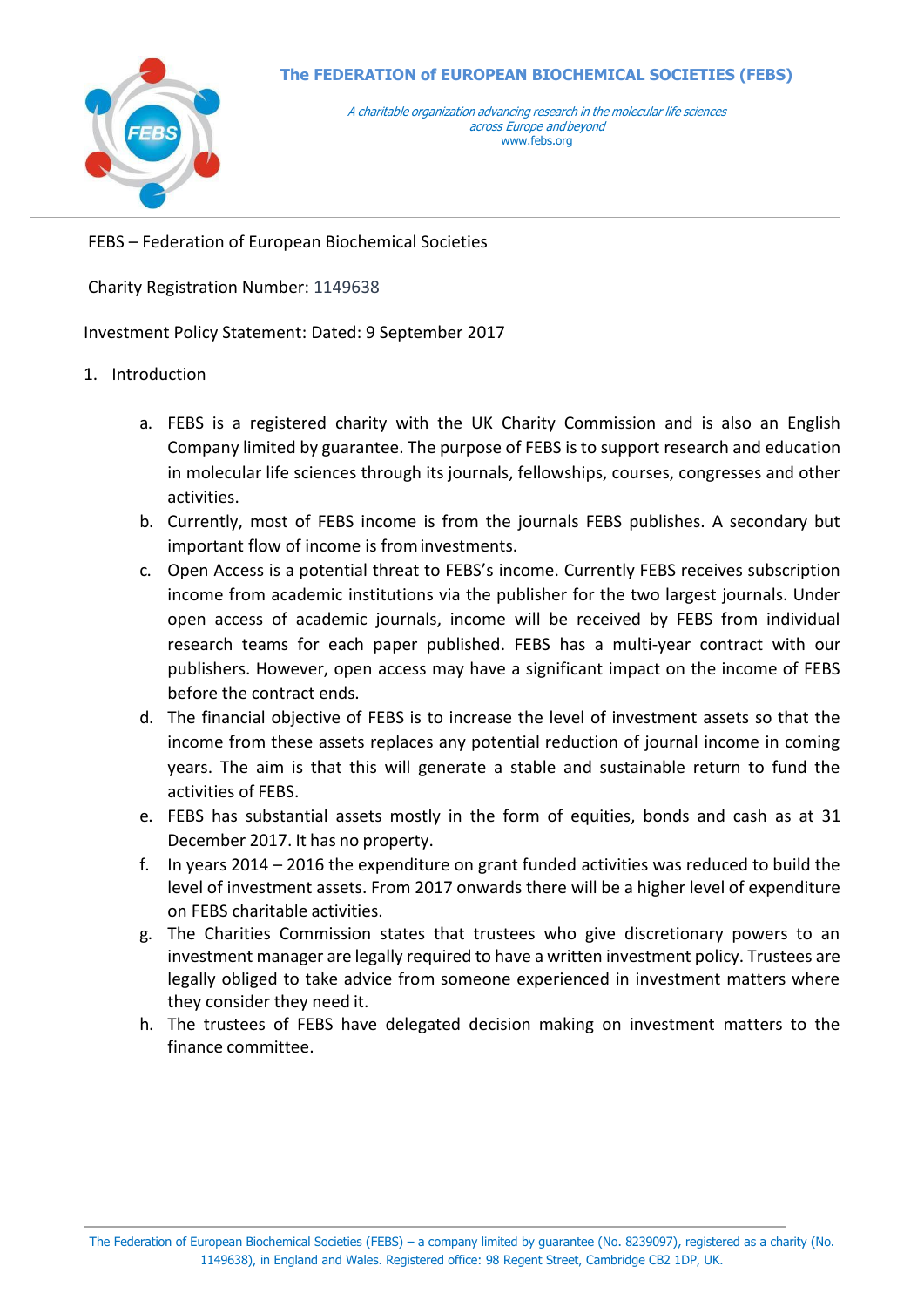# The FEDERATION of EUROPEAN BIOCHEMICAL SOCIETIES (FEBS)

*A charitable organization advancing research in the molecular life sciences across Europe and beyond*
www.febs.org

FEBS – Federation of European Biochemical Societies

Charity Registration Number: 1149638

Investment Policy Statement: Dated: 9 September 2017

1. Introduction

   a. FEBS is a registered charity with the UK Charity Commission and is also an English Company limited by guarantee. The purpose of FEBS is to support research and education in molecular life sciences through its journals, fellowships, courses, congresses and other activities.
   b. Currently, most of FEBS income is from the journals FEBS publishes. A secondary but important flow of income is from investments.
   c. Open Access is a potential threat to FEBS's income. Currently FEBS receives subscription income from academic institutions via the publisher for the two largest journals. Under open access of academic journals, income will be received by FEBS from individual research teams for each paper published. FEBS has a multi-year contract with our publishers. However, open access may have a significant impact on the income of FEBS before the contract ends.
   d. The financial objective of FEBS is to increase the level of investment assets so that the income from these assets replaces any potential reduction of journal income in coming years. The aim is that this will generate a stable and sustainable return to fund the activities of FEBS.
   e. FEBS has substantial assets mostly in the form of equities, bonds and cash as at 31 December 2017. It has no property.
   f. In years 2014 – 2016 the expenditure on grant funded activities was reduced to build the level of investment assets. From 2017 onwards there will be a higher level of expenditure on FEBS charitable activities.
   g. The Charities Commission states that trustees who give discretionary powers to an investment manager are legally required to have a written investment policy. Trustees are legally obliged to take advice from someone experienced in investment matters where they consider they need it.
   h. The trustees of FEBS have delegated decision making on investment matters to the finance committee.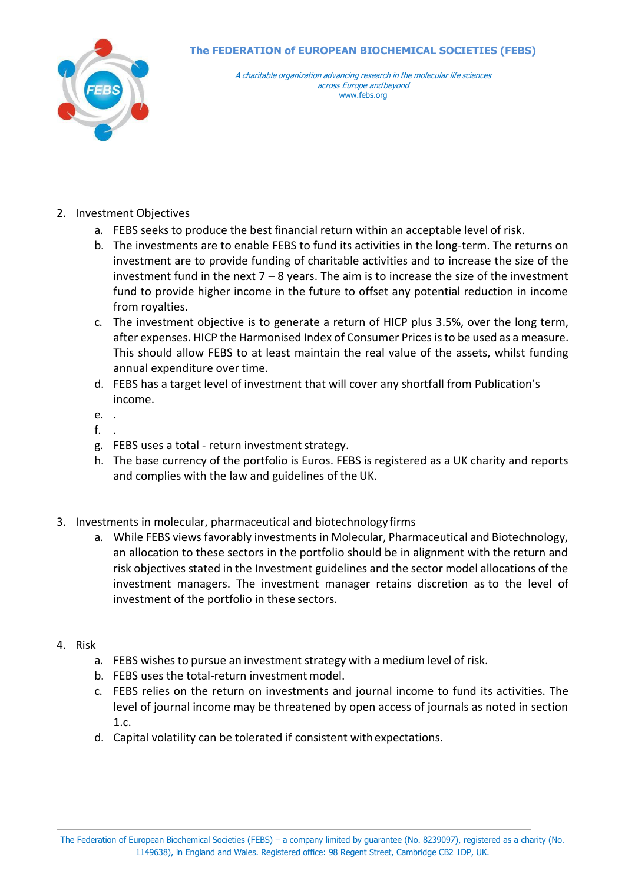2. Investment Objectives
    a. FEBS seeks to produce the best financial return within an acceptable level of risk.
    b. The investments are to enable FEBS to fund its activities in the long-term. The returns on investment are to provide funding of charitable activities and to increase the size of the investment fund in the next 7 – 8 years. The aim is to increase the size of the investment fund to provide higher income in the future to offset any potential reduction in income from royalties.
    c. The investment objective is to generate a return of HICP plus 3.5%, over the long term, after expenses. HICP the Harmonised Index of Consumer Prices is to be used as a measure. This should allow FEBS to at least maintain the real value of the assets, whilst funding annual expenditure over time.
    d. FEBS has a target level of investment that will cover any shortfall from Publication's income.
    e. .
    f. .
    g. FEBS uses a total - return investment strategy.
    h. The base currency of the portfolio is Euros. FEBS is registered as a UK charity and reports and complies with the law and guidelines of the UK.

3. Investments in molecular, pharmaceutical and biotechnology firms
    a. While FEBS views favorably investments in Molecular, Pharmaceutical and Biotechnology, an allocation to these sectors in the portfolio should be in alignment with the return and risk objectives stated in the Investment guidelines and the sector model allocations of the investment managers. The investment manager retains discretion as to the level of investment of the portfolio in these sectors.

4. Risk
    a. FEBS wishes to pursue an investment strategy with a medium level of risk.
    b. FEBS uses the total-return investment model.
    c. FEBS relies on the return on investments and journal income to fund its activities. The level of journal income may be threatened by open access of journals as noted in section 1.c.
    d. Capital volatility can be tolerated if consistent with expectations.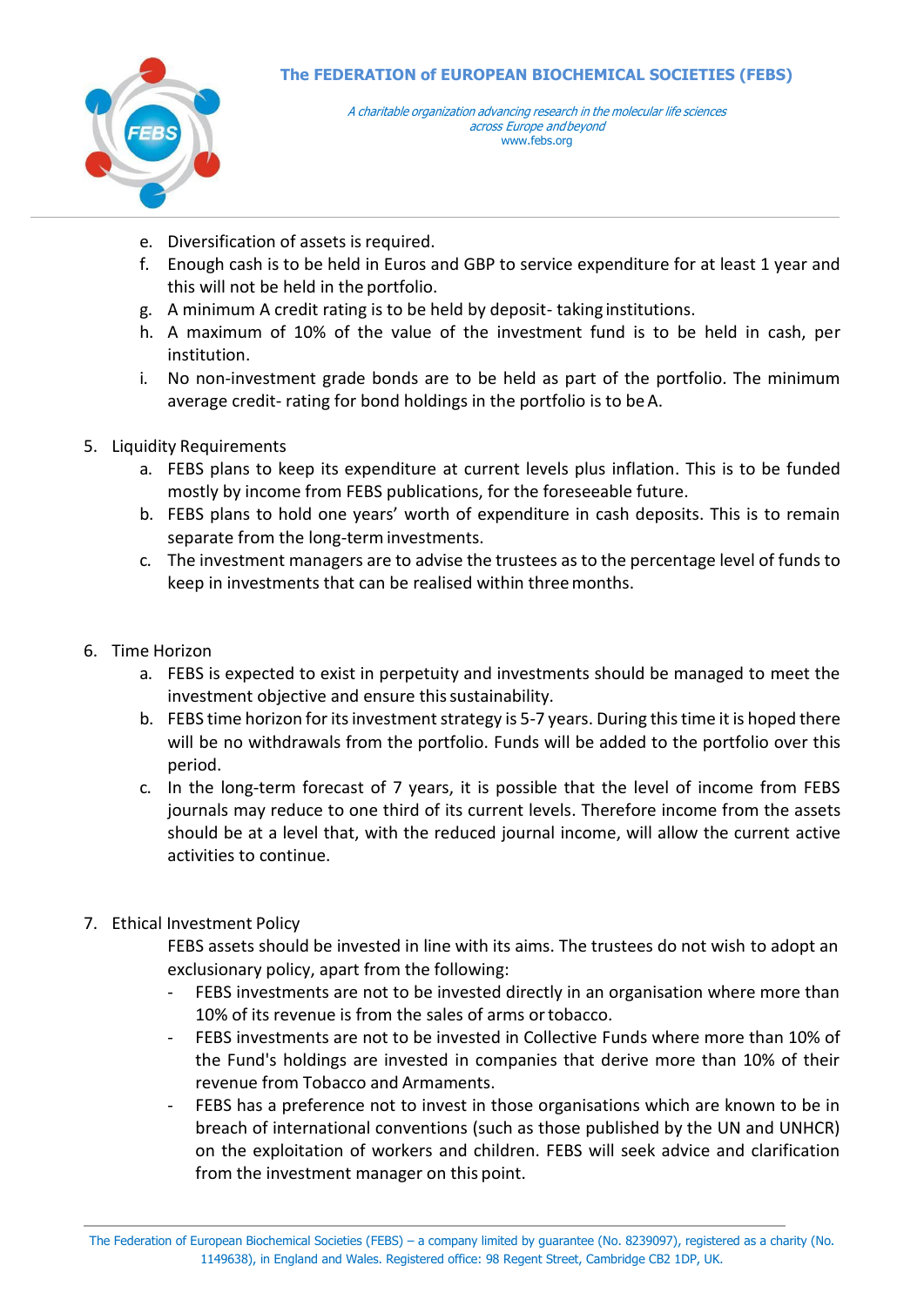e. Diversification of assets is required.
f. Enough cash is to be held in Euros and GBP to service expenditure for at least 1 year and this will not be held in the portfolio.
g. A minimum A credit rating is to be held by deposit- taking institutions.
h. A maximum of 10% of the value of the investment fund is to be held in cash, per institution.
i. No non-investment grade bonds are to be held as part of the portfolio. The minimum average credit- rating for bond holdings in the portfolio is to be A.

5. Liquidity Requirements
   a. FEBS plans to keep its expenditure at current levels plus inflation. This is to be funded mostly by income from FEBS publications, for the foreseeable future.
   b. FEBS plans to hold one years' worth of expenditure in cash deposits. This is to remain separate from the long-term investments.
   c. The investment managers are to advise the trustees as to the percentage level of funds to keep in investments that can be realised within three months.

6. Time Horizon
   a. FEBS is expected to exist in perpetuity and investments should be managed to meet the investment objective and ensure this sustainability.
   b. FEBS time horizon for its investment strategy is 5-7 years. During this time it is hoped there will be no withdrawals from the portfolio. Funds will be added to the portfolio over this period.
   c. In the long-term forecast of 7 years, it is possible that the level of income from FEBS journals may reduce to one third of its current levels. Therefore income from the assets should be at a level that, with the reduced journal income, will allow the current active activities to continue.

7. Ethical Investment Policy

   FEBS assets should be invested in line with its aims. The trustees do not wish to adopt an exclusionary policy, apart from the following:
   - FEBS investments are not to be invested directly in an organisation where more than 10% of its revenue is from the sales of arms or tobacco.
   - FEBS investments are not to be invested in Collective Funds where more than 10% of the Fund's holdings are invested in companies that derive more than 10% of their revenue from Tobacco and Armaments.
   - FEBS has a preference not to invest in those organisations which are known to be in breach of international conventions (such as those published by the UN and UNHCR) on the exploitation of workers and children. FEBS will seek advice and clarification from the investment manager on this point.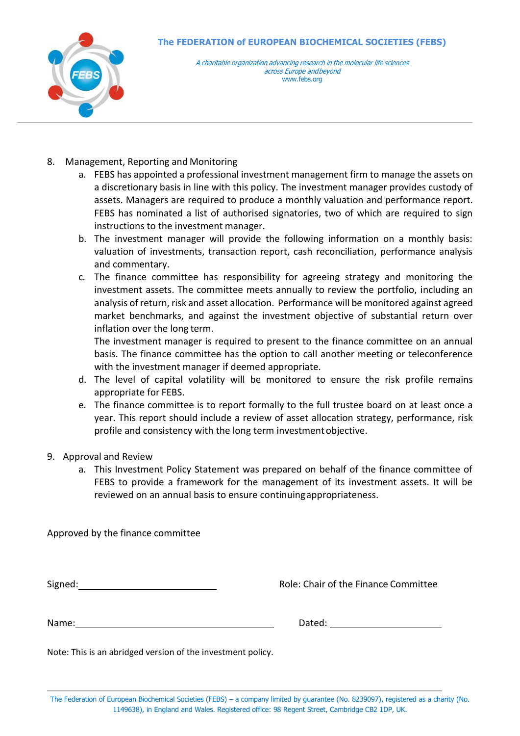8. Management, Reporting and Monitoring
   a. FEBS has appointed a professional investment management firm to manage the assets on a discretionary basis in line with this policy. The investment manager provides custody of assets. Managers are required to produce a monthly valuation and performance report. FEBS has nominated a list of authorised signatories, two of which are required to sign instructions to the investment manager.
   b. The investment manager will provide the following information on a monthly basis: valuation of investments, transaction report, cash reconciliation, performance analysis and commentary.
   c. The finance committee has responsibility for agreeing strategy and monitoring the investment assets. The committee meets annually to review the portfolio, including an analysis of return, risk and asset allocation. Performance will be monitored against agreed market benchmarks, and against the investment objective of substantial return over inflation over the long term.
      The investment manager is required to present to the finance committee on an annual basis. The finance committee has the option to call another meeting or teleconference with the investment manager if deemed appropriate.
   d. The level of capital volatility will be monitored to ensure the risk profile remains appropriate for FEBS.
   e. The finance committee is to report formally to the full trustee board on at least once a year. This report should include a review of asset allocation strategy, performance, risk profile and consistency with the long term investment objective.

9. Approval and Review
   a. This Investment Policy Statement was prepared on behalf of the finance committee of FEBS to provide a framework for the management of its investment assets. It will be reviewed on an annual basis to ensure continuing appropriateness.

Approved by the finance committee

Signed: ______________________ Role: Chair of the Finance Committee

Name: ______________________ Dated: ______________________

Note: This is an abridged version of the investment policy.